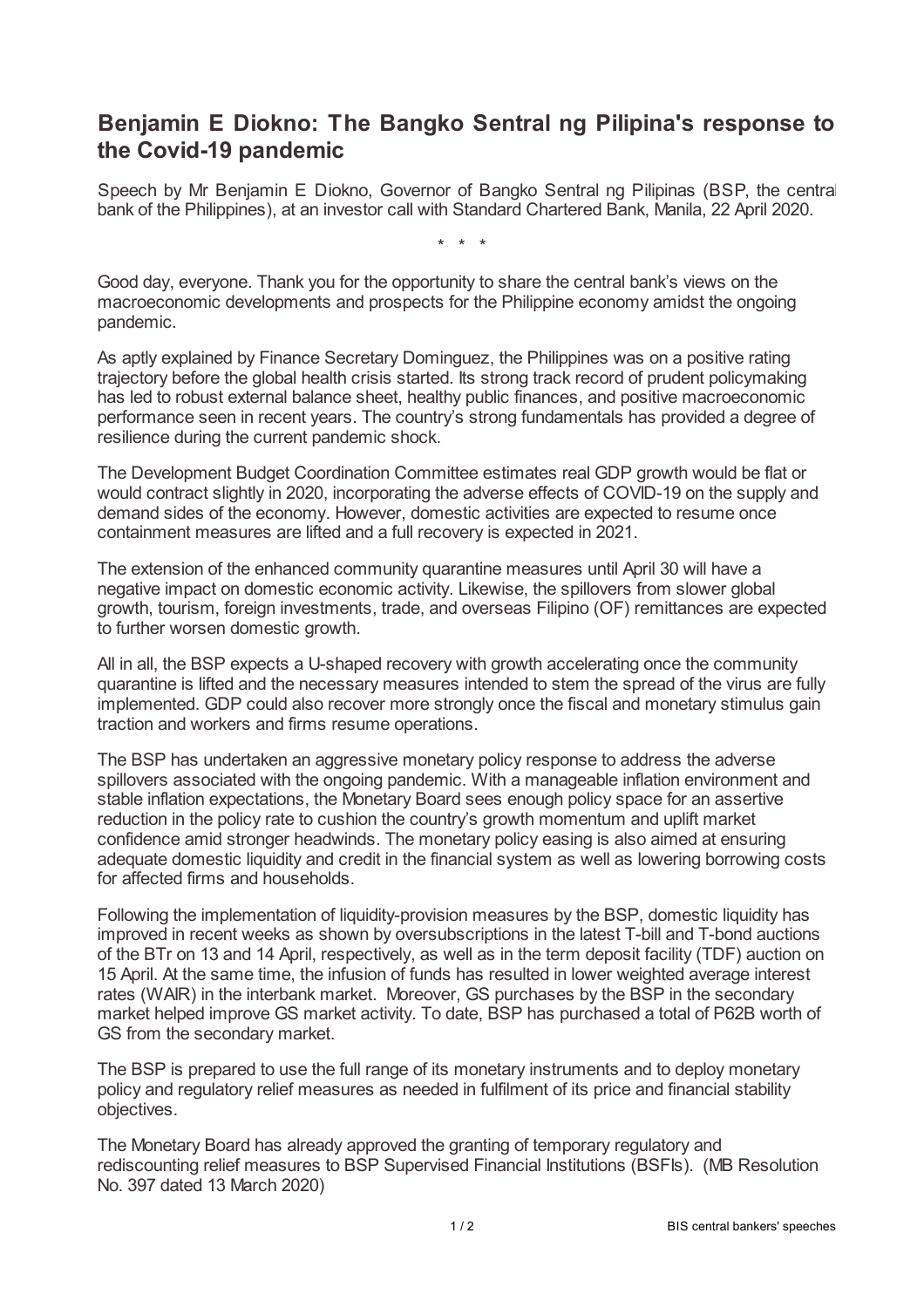# Benjamin E Diokno: The Bangko Sentral ng Pilipina's response to the Covid-19 pandemic

Speech by Mr Benjamin E Diokno, Governor of Bangko Sentral ng Pilipinas (BSP, the central bank of the Philippines), at an investor call with Standard Chartered Bank, Manila, 22 April 2020.

\* \* \*

Good day, everyone. Thank you for the opportunity to share the central bank's views on the macroeconomic developments and prospects for the Philippine economy amidst the ongoing pandemic.

As aptly explained by Finance Secretary Dominguez, the Philippines was on a positive rating trajectory before the global health crisis started. Its strong track record of prudent policymaking has led to robust external balance sheet, healthy public finances, and positive macroeconomic performance seen in recent years. The country's strong fundamentals has provided a degree of resilience during the current pandemic shock.

The Development Budget Coordination Committee estimates real GDP growth would be flat or would contract slightly in 2020, incorporating the adverse effects of COVID-19 on the supply and demand sides of the economy. However, domestic activities are expected to resume once containment measures are lifted and a full recovery is expected in 2021.

The extension of the enhanced community quarantine measures until April 30 will have a negative impact on domestic economic activity. Likewise, the spillovers from slower global growth, tourism, foreign investments, trade, and overseas Filipino (OF) remittances are expected to further worsen domestic growth.

All in all, the BSP expects a U-shaped recovery with growth accelerating once the community quarantine is lifted and the necessary measures intended to stem the spread of the virus are fully implemented. GDP could also recover more strongly once the fiscal and monetary stimulus gain traction and workers and firms resume operations.

The BSP has undertaken an aggressive monetary policy response to address the adverse spillovers associated with the ongoing pandemic. With a manageable inflation environment and stable inflation expectations, the Monetary Board sees enough policy space for an assertive reduction in the policy rate to cushion the country's growth momentum and uplift market confidence amid stronger headwinds. The monetary policy easing is also aimed at ensuring adequate domestic liquidity and credit in the financial system as well as lowering borrowing costs for affected firms and households.

Following the implementation of liquidity-provision measures by the BSP, domestic liquidity has improved in recent weeks as shown by oversubscriptions in the latest T-bill and T-bond auctions of the BTr on 13 and 14 April, respectively, as well as in the term deposit facility (TDF) auction on 15 April. At the same time, the infusion of funds has resulted in lower weighted average interest rates (WAIR) in the interbank market. Moreover, GS purchases by the BSP in the secondary market helped improve GS market activity. To date, BSP has purchased a total of P62B worth of GS from the secondary market.

The BSP is prepared to use the full range of its monetary instruments and to deploy monetary policy and regulatory relief measures as needed in fulfilment of its price and financial stability objectives.

The Monetary Board has already approved the granting of temporary regulatory and rediscounting relief measures to BSP Supervised Financial Institutions (BSFIs). (MB Resolution No. 397 dated 13 March 2020)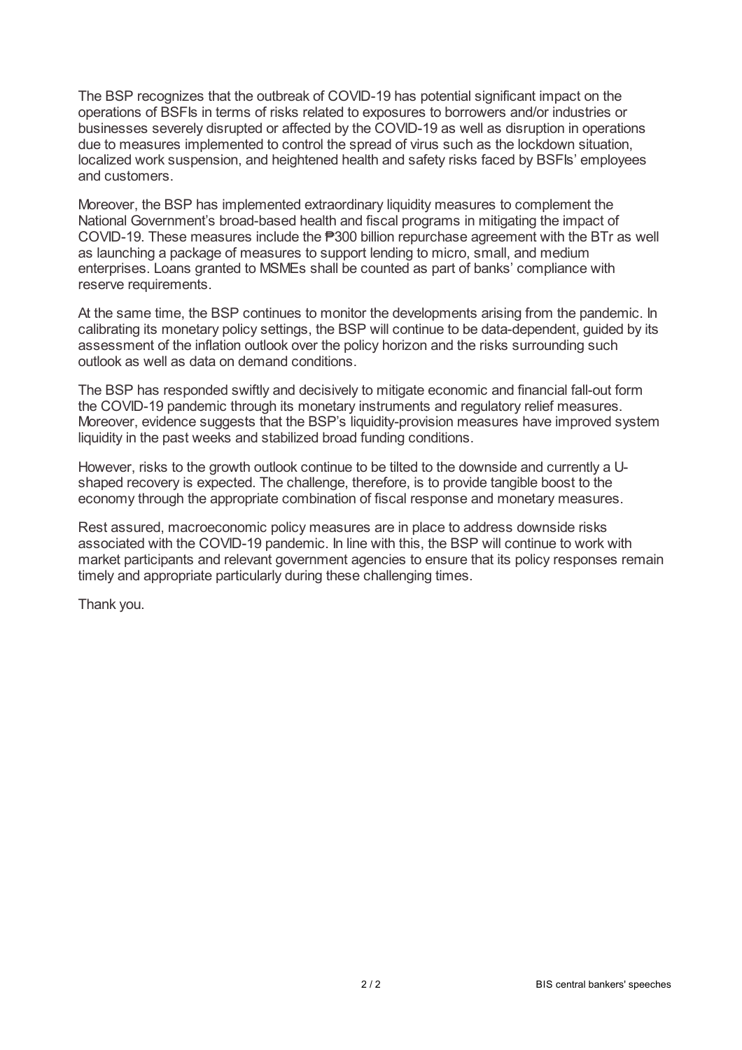The BSP recognizes that the outbreak of COVID-19 has potential significant impact on the operations of BSFIs in terms of risks related to exposures to borrowers and/or industries or businesses severely disrupted or affected by the COVID-19 as well as disruption in operations due to measures implemented to control the spread of virus such as the lockdown situation, localized work suspension, and heightened health and safety risks faced by BSFIs' employees and customers.

Moreover, the BSP has implemented extraordinary liquidity measures to complement the National Government's broad-based health and fiscal programs in mitigating the impact of COVID-19. These measures include the ₱300 billion repurchase agreement with the BTr as well as launching a package of measures to support lending to micro, small, and medium enterprises. Loans granted to MSMEs shall be counted as part of banks' compliance with reserve requirements.

At the same time, the BSP continues to monitor the developments arising from the pandemic. In calibrating its monetary policy settings, the BSP will continue to be data-dependent, guided by its assessment of the inflation outlook over the policy horizon and the risks surrounding such outlook as well as data on demand conditions.

The BSP has responded swiftly and decisively to mitigate economic and financial fall-out form the COVID-19 pandemic through its monetary instruments and regulatory relief measures. Moreover, evidence suggests that the BSP's liquidity-provision measures have improved system liquidity in the past weeks and stabilized broad funding conditions.

However, risks to the growth outlook continue to be tilted to the downside and currently a U-shaped recovery is expected. The challenge, therefore, is to provide tangible boost to the economy through the appropriate combination of fiscal response and monetary measures.

Rest assured, macroeconomic policy measures are in place to address downside risks associated with the COVID-19 pandemic. In line with this, the BSP will continue to work with market participants and relevant government agencies to ensure that its policy responses remain timely and appropriate particularly during these challenging times.

Thank you.